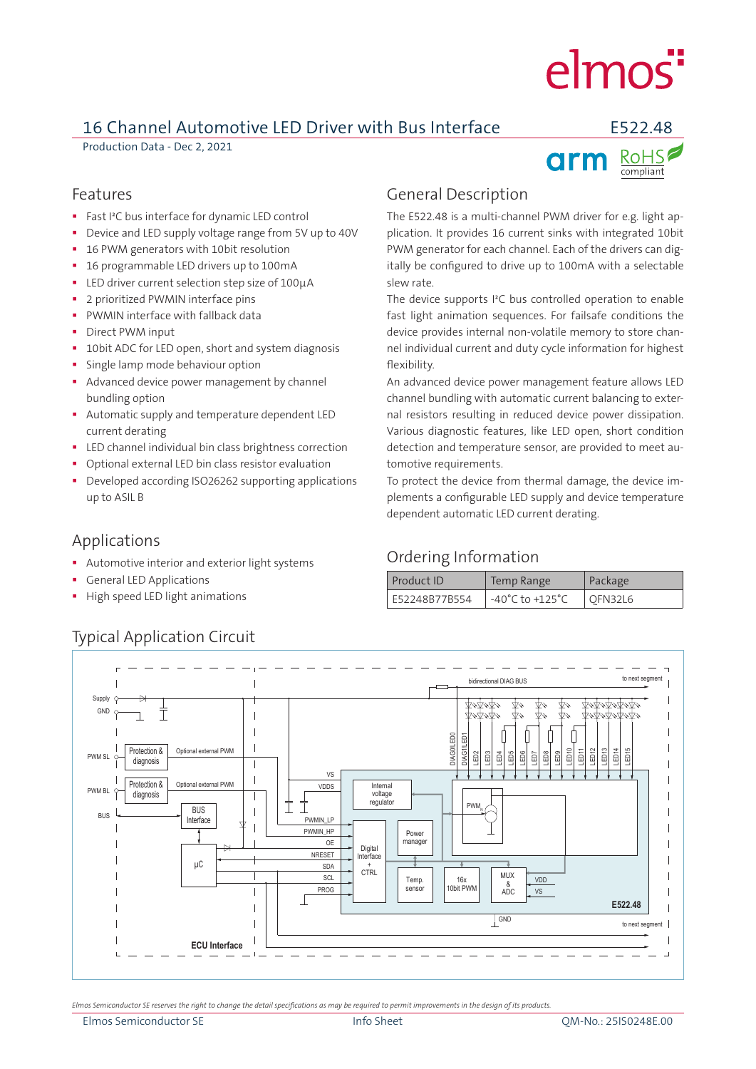# 16 Channel Automotive LED Driver with Bus Interface

**E522.48**

Production Data - Dec 2, 2021

## Features

- Fast I²C bus interface for dynamic LED control
- Device and LED supply voltage range from 5V up to 40V
- 16 PWM generators with 10bit resolution
- 16 programmable LED drivers up to 100mA
- LED driver current selection step size of 100µA
- 2 prioritized PWMIN interface pins
- PWMIN interface with fallback data
- Direct PWM input
- 10bit ADC for LED open, short and system diagnosis
- Single lamp mode behaviour option
- Advanced device power management by channel bundling option
- Automatic supply and temperature dependent LED current derating
- LED channel individual bin class brightness correction
- Optional external LED bin class resistor evaluation
- Developed according ISO26262 supporting applications up to ASIL B

## Applications

- Automotive interior and exterior light systems
- General LED Applications
- High speed LED light animations

## General Description

The E522.48 is a multi-channel PWM driver for e.g. light application. It provides 16 current sinks with integrated 10bit PWM generator for each channel. Each of the drivers can digitally be configured to drive up to 100mA with a selectable slew rate.

The device supports I²C bus controlled operation to enable fast light animation sequences. For failsafe conditions the device provides internal non-volatile memory to store channel individual current and duty cycle information for highest flexibility.

An advanced device power management feature allows LED channel bundling with automatic current balancing to external resistors resulting in reduced device power dissipation. Various diagnostic features, like LED open, short condition detection and temperature sensor, are provided to meet automotive requirements.

To protect the device from thermal damage, the device implements a configurable LED supply and device temperature dependent automatic LED current derating.

## Ordering Information

| Product ID | Temp Range | Package |
|---|---|---|
| E52248B77B554 | -40°C to +125°C | QFN32L6 |

## Typical Application Circuit

*Elmos Semiconductor SE reserves the right to change the detail specifications as may be required to permit improvements in the design of its products.*

Elmos Semiconductor SE | Info Sheet | QM-No.: 25IS0248E.00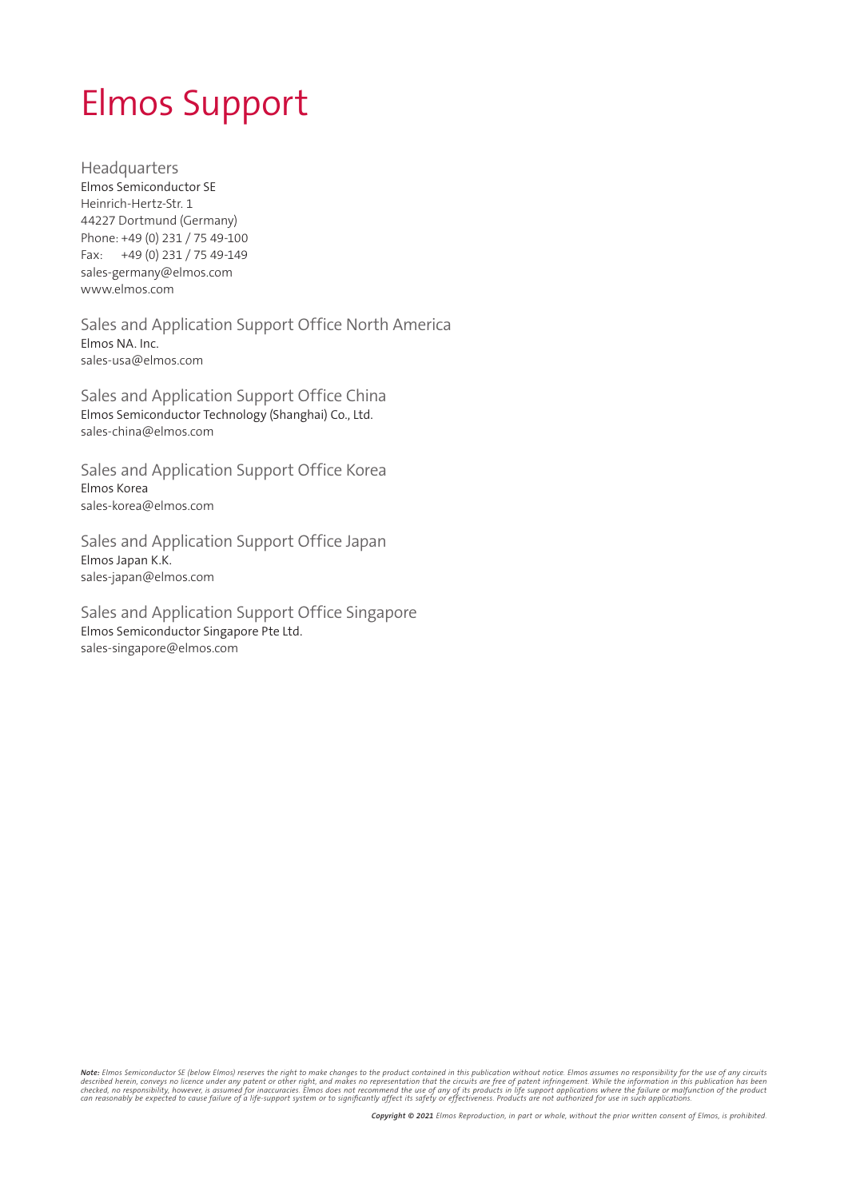# Elmos Support

## Headquarters

Elmos Semiconductor SE
Heinrich-Hertz-Str. 1
44227 Dortmund (Germany)
Phone: +49 (0) 231 / 75 49-100
Fax: +49 (0) 231 / 75 49-149
sales-germany@elmos.com
www.elmos.com

## Sales and Application Support Office North America

Elmos NA. Inc.
sales-usa@elmos.com

## Sales and Application Support Office China

Elmos Semiconductor Technology (Shanghai) Co., Ltd.
sales-china@elmos.com

## Sales and Application Support Office Korea

Elmos Korea
sales-korea@elmos.com

## Sales and Application Support Office Japan

Elmos Japan K.K.
sales-japan@elmos.com

## Sales and Application Support Office Singapore

Elmos Semiconductor Singapore Pte Ltd.
sales-singapore@elmos.com

***Note:*** *Elmos Semiconductor SE (below Elmos) reserves the right to make changes to the product contained in this publication without notice. Elmos assumes no responsibility for the use of any circuits described herein, conveys no licence under any patent or other right, and makes no representation that the circuits are free of patent infringement. While the information in this publication has been checked, no responsibility, however, is assumed for inaccuracies. Elmos does not recommend the use of any of its products in life support applications where the failure or malfunction of the product can reasonably be expected to cause failure of a life-support system or to significantly affect its safety or effectiveness. Products are not authorized for use in such applications.*

***Copyright © 2021*** *Elmos Reproduction, in part or whole, without the prior written consent of Elmos, is prohibited.*